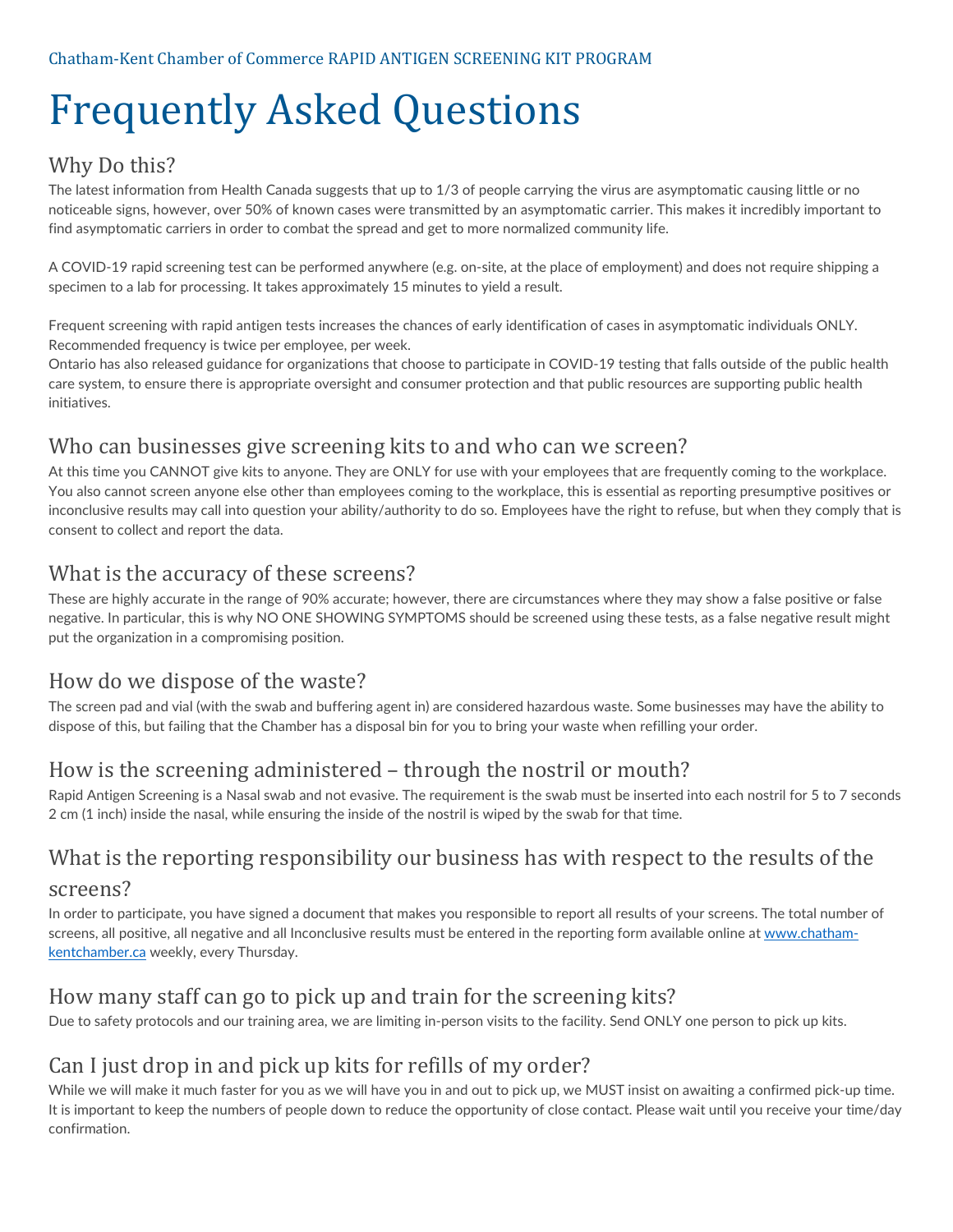Chatham-Kent Chamber of Commerce RAPID ANTIGEN SCREENING KIT PROGRAM

# Frequently Asked Questions

## Why Do this?

The latest information from Health Canada suggests that up to 1/3 of people carrying the virus are asymptomatic causing little or no noticeable signs, however, over 50% of known cases were transmitted by an asymptomatic carrier. This makes it incredibly important to find asymptomatic carriers in order to combat the spread and get to more normalized community life.

A COVID-19 rapid screening test can be performed anywhere (e.g. on-site, at the place of employment) and does not require shipping a specimen to a lab for processing. It takes approximately 15 minutes to yield a result.

Frequent screening with rapid antigen tests increases the chances of early identification of cases in asymptomatic individuals ONLY. Recommended frequency is twice per employee, per week.
Ontario has also released guidance for organizations that choose to participate in COVID-19 testing that falls outside of the public health care system, to ensure there is appropriate oversight and consumer protection and that public resources are supporting public health initiatives.

## Who can businesses give screening kits to and who can we screen?

At this time you CANNOT give kits to anyone. They are ONLY for use with your employees that are frequently coming to the workplace. You also cannot screen anyone else other than employees coming to the workplace, this is essential as reporting presumptive positives or inconclusive results may call into question your ability/authority to do so. Employees have the right to refuse, but when they comply that is consent to collect and report the data.

## What is the accuracy of these screens?

These are highly accurate in the range of 90% accurate; however, there are circumstances where they may show a false positive or false negative. In particular, this is why NO ONE SHOWING SYMPTOMS should be screened using these tests, as a false negative result might put the organization in a compromising position.

## How do we dispose of the waste?

The screen pad and vial (with the swab and buffering agent in) are considered hazardous waste. Some businesses may have the ability to dispose of this, but failing that the Chamber has a disposal bin for you to bring your waste when refilling your order.

## How is the screening administered – through the nostril or mouth?

Rapid Antigen Screening is a Nasal swab and not evasive. The requirement is the swab must be inserted into each nostril for 5 to 7 seconds 2 cm (1 inch) inside the nasal, while ensuring the inside of the nostril is wiped by the swab for that time.

## What is the reporting responsibility our business has with respect to the results of the screens?

In order to participate, you have signed a document that makes you responsible to report all results of your screens. The total number of screens, all positive, all negative and all Inconclusive results must be entered in the reporting form available online at [www.chatham-kentchamber.ca](www.chatham-kentchamber.ca) weekly, every Thursday.

## How many staff can go to pick up and train for the screening kits?

Due to safety protocols and our training area, we are limiting in-person visits to the facility. Send ONLY one person to pick up kits.

## Can I just drop in and pick up kits for refills of my order?

While we will make it much faster for you as we will have you in and out to pick up, we MUST insist on awaiting a confirmed pick-up time. It is important to keep the numbers of people down to reduce the opportunity of close contact. Please wait until you receive your time/day confirmation.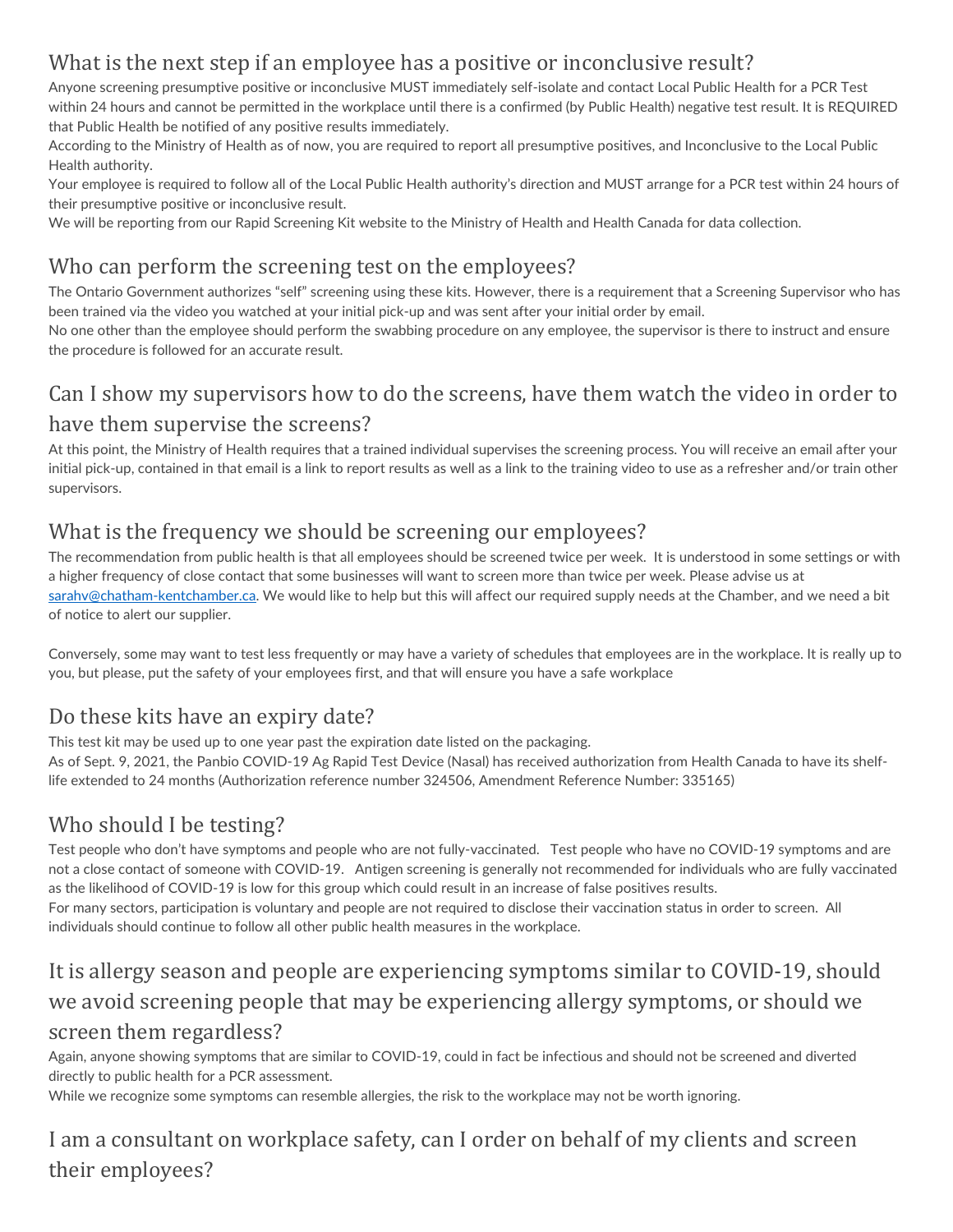## What is the next step if an employee has a positive or inconclusive result?

Anyone screening presumptive positive or inconclusive MUST immediately self-isolate and contact Local Public Health for a PCR Test within 24 hours and cannot be permitted in the workplace until there is a confirmed (by Public Health) negative test result. It is REQUIRED that Public Health be notified of any positive results immediately.

According to the Ministry of Health as of now, you are required to report all presumptive positives, and Inconclusive to the Local Public Health authority.

Your employee is required to follow all of the Local Public Health authority's direction and MUST arrange for a PCR test within 24 hours of their presumptive positive or inconclusive result.

We will be reporting from our Rapid Screening Kit website to the Ministry of Health and Health Canada for data collection.

## Who can perform the screening test on the employees?

The Ontario Government authorizes "self" screening using these kits. However, there is a requirement that a Screening Supervisor who has been trained via the video you watched at your initial pick-up and was sent after your initial order by email.

No one other than the employee should perform the swabbing procedure on any employee, the supervisor is there to instruct and ensure the procedure is followed for an accurate result.

## Can I show my supervisors how to do the screens, have them watch the video in order to have them supervise the screens?

At this point, the Ministry of Health requires that a trained individual supervises the screening process. You will receive an email after your initial pick-up, contained in that email is a link to report results as well as a link to the training video to use as a refresher and/or train other supervisors.

## What is the frequency we should be screening our employees?

The recommendation from public health is that all employees should be screened twice per week. It is understood in some settings or with a higher frequency of close contact that some businesses will want to screen more than twice per week. Please advise us at sarahv@chatham-kentchamber.ca. We would like to help but this will affect our required supply needs at the Chamber, and we need a bit of notice to alert our supplier.

Conversely, some may want to test less frequently or may have a variety of schedules that employees are in the workplace. It is really up to you, but please, put the safety of your employees first, and that will ensure you have a safe workplace

## Do these kits have an expiry date?

This test kit may be used up to one year past the expiration date listed on the packaging.

As of Sept. 9, 2021, the Panbio COVID-19 Ag Rapid Test Device (Nasal) has received authorization from Health Canada to have its shelf-life extended to 24 months (Authorization reference number 324506, Amendment Reference Number: 335165)

## Who should I be testing?

Test people who don't have symptoms and people who are not fully-vaccinated. Test people who have no COVID-19 symptoms and are not a close contact of someone with COVID-19. Antigen screening is generally not recommended for individuals who are fully vaccinated as the likelihood of COVID-19 is low for this group which could result in an increase of false positives results.

For many sectors, participation is voluntary and people are not required to disclose their vaccination status in order to screen. All individuals should continue to follow all other public health measures in the workplace.

## It is allergy season and people are experiencing symptoms similar to COVID-19, should we avoid screening people that may be experiencing allergy symptoms, or should we screen them regardless?

Again, anyone showing symptoms that are similar to COVID-19, could in fact be infectious and should not be screened and diverted directly to public health for a PCR assessment.

While we recognize some symptoms can resemble allergies, the risk to the workplace may not be worth ignoring.

## I am a consultant on workplace safety, can I order on behalf of my clients and screen their employees?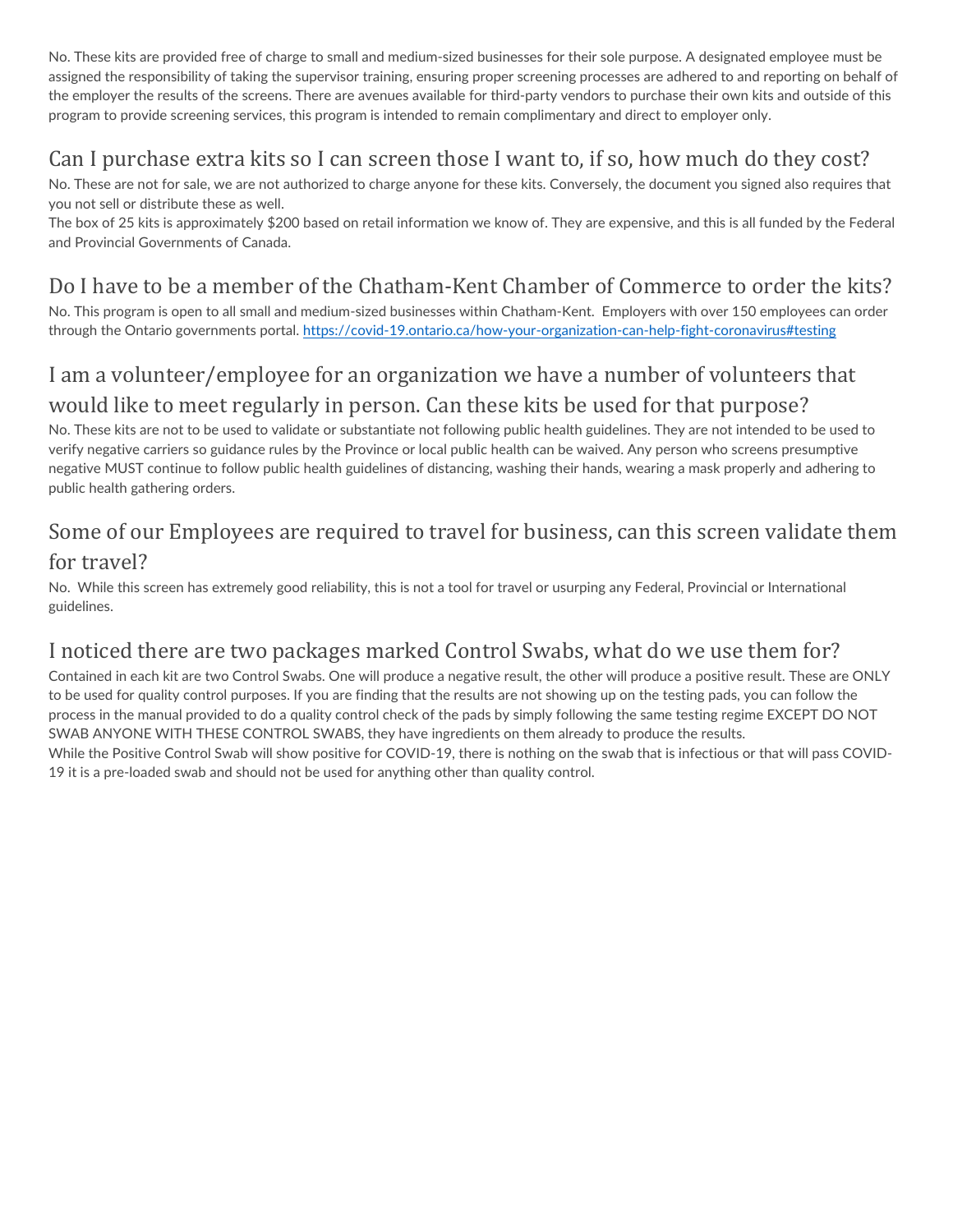No. These kits are provided free of charge to small and medium-sized businesses for their sole purpose. A designated employee must be assigned the responsibility of taking the supervisor training, ensuring proper screening processes are adhered to and reporting on behalf of the employer the results of the screens. There are avenues available for third-party vendors to purchase their own kits and outside of this program to provide screening services, this program is intended to remain complimentary and direct to employer only.

## Can I purchase extra kits so I can screen those I want to, if so, how much do they cost?

No. These are not for sale, we are not authorized to charge anyone for these kits. Conversely, the document you signed also requires that you not sell or distribute these as well.

The box of 25 kits is approximately $200 based on retail information we know of. They are expensive, and this is all funded by the Federal and Provincial Governments of Canada.

## Do I have to be a member of the Chatham-Kent Chamber of Commerce to order the kits?

No. This program is open to all small and medium-sized businesses within Chatham-Kent. Employers with over 150 employees can order through the Ontario governments portal. https://covid-19.ontario.ca/how-your-organization-can-help-fight-coronavirus#testing

## I am a volunteer/employee for an organization we have a number of volunteers that would like to meet regularly in person. Can these kits be used for that purpose?

No. These kits are not to be used to validate or substantiate not following public health guidelines. They are not intended to be used to verify negative carriers so guidance rules by the Province or local public health can be waived. Any person who screens presumptive negative MUST continue to follow public health guidelines of distancing, washing their hands, wearing a mask properly and adhering to public health gathering orders.

## Some of our Employees are required to travel for business, can this screen validate them for travel?

No. While this screen has extremely good reliability, this is not a tool for travel or usurping any Federal, Provincial or International guidelines.

## I noticed there are two packages marked Control Swabs, what do we use them for?

Contained in each kit are two Control Swabs. One will produce a negative result, the other will produce a positive result. These are ONLY to be used for quality control purposes. If you are finding that the results are not showing up on the testing pads, you can follow the process in the manual provided to do a quality control check of the pads by simply following the same testing regime EXCEPT DO NOT SWAB ANYONE WITH THESE CONTROL SWABS, they have ingredients on them already to produce the results.

While the Positive Control Swab will show positive for COVID-19, there is nothing on the swab that is infectious or that will pass COVID-19 it is a pre-loaded swab and should not be used for anything other than quality control.